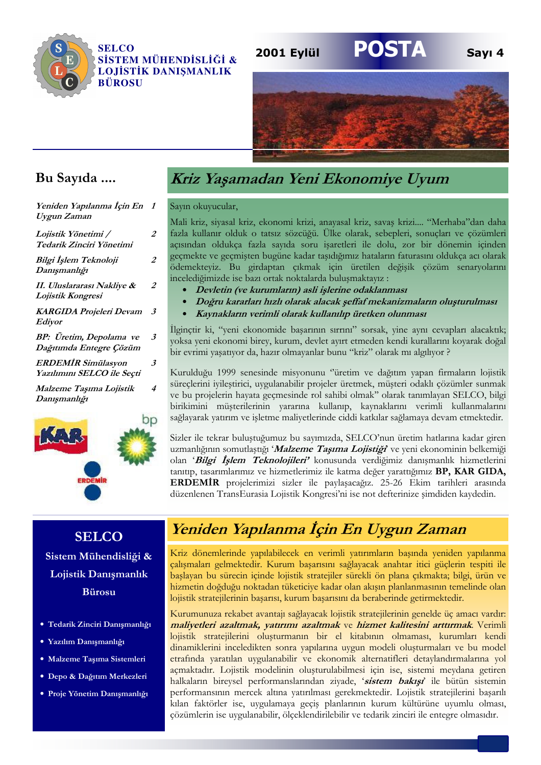**SELCO SİSTEM MÜHENDİSLİĞİ & LOJİSTİK DANIŞMANLIK BÜROSU**

2001 Eylül **POSTA** Sayı 4

## Bu Sayıda ....

| | |
|---|---|
| *Yeniden Yapılanma İçin En Uygun Zaman* | *1* |
| *Lojistik Yönetimi / Tedarik Zinciri Yönetimi* | *2* |
| *Bilgi İşlem Teknoloji Danışmanlığı* | *2* |
| *II. Uluslararası Nakliye & Lojistik Kongresi* | *2* |
| *KARGIDA Projeleri Devam Ediyor* | *3* |
| *BP: Üretim, Depolama ve Dağıtımda Entegre Çözüm* | *3* |
| *ERDEMİR Simülasyon Yazılımını SELCO ile Seçti* | *3* |
| *Malzeme Taşıma Lojistik Danışmanlığı* | *4* |

# *Kriz Yaşamadan Yeni Ekonomiye Uyum*

Sayın okuyucular,

Mali kriz, siyasal kriz, ekonomi krizi, anayasal kriz, savaş krizi.... "Merhaba"dan daha fazla kullanır olduk o tatsız sözcüğü. Ülke olarak, sebepleri, sonuçları ve çözümleri açısından oldukça fazla sayıda soru işaretleri ile dolu, zor bir dönemin içinden geçmekte ve geçmişten bugüne kadar taşıdığımız hataların faturasını oldukça acı olarak ödemekteyiz. Bu girdaptan çıkmak için üretilen değişik çözüm senaryolarını incelediğimizde ise bazı ortak noktalarda buluşmaktayız :

- ***Devletin (ve kurumların) asli işlerine odaklanması***
- ***Doğru kararları hızlı olarak alacak şeffaf mekanizmaların oluşturulması***
- ***Kaynakların verimli olarak kullanılıp üretken olunması***

İlginçtir ki, "yeni ekonomide başarının sırrını" sorsak, yine aynı cevapları alacaktık; yoksa yeni ekonomi birey, kurum, devlet ayırt etmeden kendi kurallarını koyarak doğal bir evrimi yaşatıyor da, hazır olmayanlar bunu "kriz" olarak mı algılıyor ?

Kurulduğu 1999 senesinde misyonunu "üretim ve dağıtım yapan firmaların lojistik süreçlerini iyileştirici, uygulanabilir projeler üretmek, müşteri odaklı çözümler sunmak ve bu projelerin hayata geçmesinde rol sahibi olmak" olarak tanımlayan SELCO, bilgi birikimini müşterilerinin yararına kullanıp, kaynaklarını verimli kullanmalarını sağlayarak yatırım ve işletme maliyetlerinde ciddi katkılar sağlamaya devam etmektedir.

Sizler ile tekrar buluştuğumuz bu sayımızda, SELCO'nun üretim hatlarına kadar giren uzmanlığının somutlaştığı '***Malzeme Taşıma Lojistiği***' ve yeni ekonominin belkemiği olan '***Bilgi İşlem Teknolojileri***' konusunda verdiğimiz danışmanlık hizmetlerini tanıtıp, tasarımlarımız ve hizmetlerimiz ile katma değer yarattığımız **BP, KAR GIDA, ERDEMİR** projelerimizi sizler ile paylaşacağız. 25-26 Ekim tarihleri arasında düzenlenen TransEurasia Lojistik Kongresi'ni ise not defterinize şimdiden kaydedin.

## SELCO Sistem Mühendisliği & Lojistik Danışmanlık Bürosu

- Tedarik Zinciri Danışmanlığı
- Yazılım Danışmanlığı
- Malzeme Taşıma Sistemleri
- Depo & Dağıtım Merkezleri
- Proje Yönetim Danışmanlığı

# *Yeniden Yapılanma İçin En Uygun Zaman*

Kriz dönemlerinde yapılabilecek en verimli yatırımların başında yeniden yapılanma çalışmaları gelmektedir. Kurum başarısını sağlayacak anahtar itici güçlerin tespiti ile başlayan bu sürecin içinde lojistik stratejiler sürekli ön plana çıkmakta; bilgi, ürün ve hizmetin doğduğu noktadan tüketiciye kadar olan akışın planlanmasının temelinde olan lojistik stratejilerinin başarısı, kurum başarısını da beraberinde getirmektedir.

Kurumunuza rekabet avantajı sağlayacak lojistik stratejilerinin genelde üç amacı vardır: ***maliyetleri azaltmak, yatırımı azaltmak*** ve ***hizmet kalitesini arttırmak***. Verimli lojistik stratejilerini oluşturmanın bir el kitabının olmaması, kurumları kendi dinamiklerini inceledikten sonra yapılarına uygun modeli oluşturmaları ve bu model etrafında yaratılan uygulanabilir ve ekonomik alternatifleri detaylandırmalarına yol açmaktadır. Lojistik modelinin oluşturulabilmesi için ise, sistemi meydana getiren halkaların bireysel performanslarından ziyade, '***sistem bakışı***' ile bütün sistemin performansının mercek altına yatırılması gerekmektedir. Lojistik stratejilerini başarılı kılan faktörler ise, uygulamaya geçiş planlarının kurum kültürüne uyumlu olması, çözümlerin ise uygulanabilir, ölçeklendirilebilir ve tedarik zinciri ile entegre olmasıdır.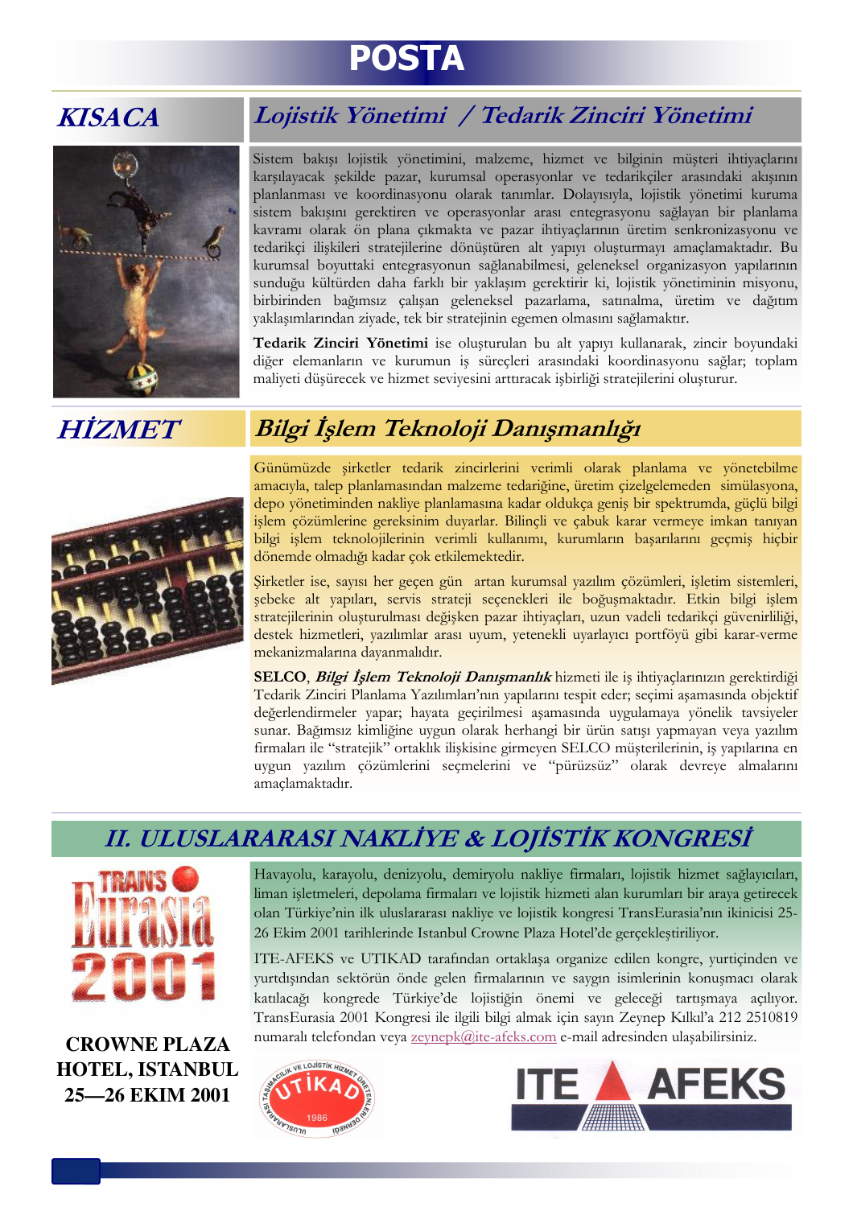# POSTA

## KISACA

## Lojistik Yönetimi / Tedarik Zinciri Yönetimi

Sistem bakışı lojistik yönetimini, malzeme, hizmet ve bilginin müşteri ihtiyaçlarını karşılayacak şekilde pazar, kurumsal operasyonlar ve tedarikçiler arasındaki akışının planlanması ve koordinasyonu olarak tanımlar. Dolayısıyla, lojistik yönetimi kuruma sistem bakışını gerektiren ve operasyonlar arası entegrasyonu sağlayan bir planlama kavramı olarak ön plana çıkmakta ve pazar ihtiyaçlarının üretim senkronizasyonu ve tedarikçi ilişkileri stratejilerine dönüştüren alt yapıyı oluşturmayı amaçlamaktadır. Bu kurumsal boyuttaki entegrasyonun sağlanabilmesi, geleneksel organizasyon yapılarının sunduğu kültürden daha farklı bir yaklaşım gerektirir ki, lojistik yönetiminin misyonu, birbirinden bağımsız çalışan geleneksel pazarlama, satınalma, üretim ve dağıtım yaklaşımlarından ziyade, tek bir stratejinin egemen olmasını sağlamaktır.

**Tedarik Zinciri Yönetimi** ise oluşturulan bu alt yapıyı kullanarak, zincir boyundaki diğer elemanların ve kurumun iş süreçleri arasındaki koordinasyonu sağlar; toplam maliyeti düşürecek ve hizmet seviyesini arttıracak işbirliği stratejilerini oluşturur.

## HİZMET

## Bilgi İşlem Teknoloji Danışmanlığı

Günümüzde şirketler tedarik zincirlerini verimli olarak planlama ve yönetebilme amacıyla, talep planlamasından malzeme tedariğine, üretim çizelgelemeden simülasyona, depo yönetiminden nakliye planlamasına kadar oldukça geniş bir spektrumda, güçlü bilgi işlem çözümlerine gereksinim duyarlar. Bilinçli ve çabuk karar vermeye imkan tanıyan bilgi işlem teknolojilerinin verimli kullanımı, kurumların başarılarını geçmiş hiçbir dönemde olmadığı kadar çok etkilemektedir.

Şirketler ise, sayısı her geçen gün artan kurumsal yazılım çözümleri, işletim sistemleri, şebeke alt yapıları, servis strateji seçenekleri ile boğuşmaktadır. Etkin bilgi işlem stratejilerinin oluşturulması değişken pazar ihtiyaçları, uzun vadeli tedarikçi güvenirliliği, destek hizmetleri, yazılımlar arası uyum, yetenekli uyarlayıcı portföyü gibi karar-verme mekanizmalarına dayanmalıdır.

**SELCO**, ***Bilgi İşlem Teknoloji Danışmanlık*** hizmeti ile iş ihtiyaçlarınızın gerektirdiği Tedarik Zinciri Planlama Yazılımları'nın yapılarını tespit eder; seçimi aşamasında objektif değerlendirmeler yapar; hayata geçirilmesi aşamasında uygulamaya yönelik tavsiyeler sunar. Bağımsız kimliğine uygun olarak herhangi bir ürün satışı yapmayan veya yazılım firmaları ile "stratejik" ortaklık ilişkisine girmeyen SELCO müşterilerinin, iş yapılarına en uygun yazılım çözümlerini seçmelerini ve "pürüzsüz" olarak devreye almalarını amaçlamaktadır.

## II. ULUSLARARASI NAKLİYE & LOJİSTİK KONGRESİ

**CROWNE PLAZA HOTEL, ISTANBUL 25—26 EKIM 2001**

Havayolu, karayolu, denizyolu, demiryolu nakliye firmaları, lojistik hizmet sağlayıcıları, liman işletmeleri, depolama firmaları ve lojistik hizmeti alan kurumları bir araya getirecek olan Türkiye'nin ilk uluslararası nakliye ve lojistik kongresi TransEurasia'nın ikinicisi 25-26 Ekim 2001 tarihlerinde Istanbul Crowne Plaza Hotel'de gerçekleştiriliyor.

ITE-AFEKS ve UTIKAD tarafından ortaklaşa organize edilen kongre, yurtiçinden ve yurtdışından sektörün önde gelen firmalarının ve saygın isimlerinin konuşmacı olarak katılacağı kongrede Türkiye'de lojistiğin önemi ve geleceği tartışmaya açılıyor. TransEurasia 2001 Kongresi ile ilgili bilgi almak için sayın Zeynep Kılkıl'a 212 2510819 numaralı telefondan veya zeynepk@ite-afeks.com e-mail adresinden ulaşabilirsiniz.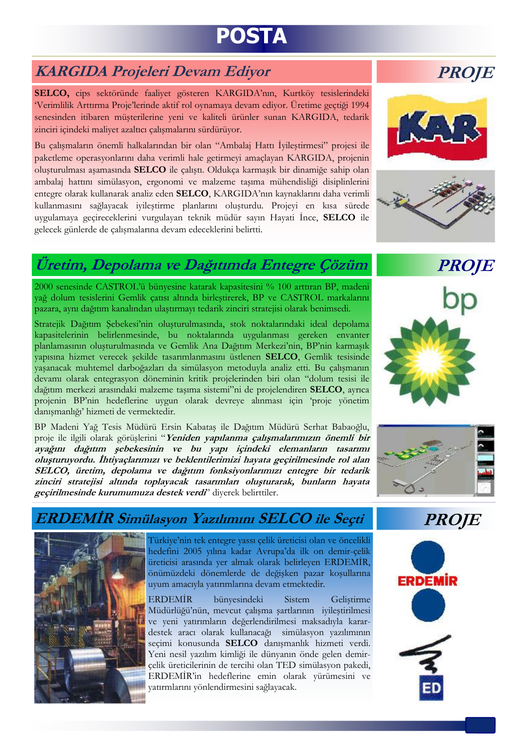# POSTA

## KARGIDA Projeleri Devam Ediyor

**PROJE**

**SELCO,** cips sektöründe faaliyet gösteren KARGIDA'nın, Kurtköy tesislerindeki 'Verimlilik Arttırma Proje'lerinde aktif rol oynamaya devam ediyor. Üretime geçtiği 1994 senesinden itibaren müşterilerine yeni ve kaliteli ürünler sunan KARGIDA, tedarik zinciri içindeki maliyet azaltıcı çalışmalarını sürdürüyor.

Bu çalışmaların önemli halkalarından bir olan "Ambalaj Hattı İyileştirmesi" projesi ile paketleme operasyonlarını daha verimli hale getirmeyi amaçlayan KARGIDA, projenin oluşturulması aşamasında **SELCO** ile çalıştı. Oldukça karmaşık bir dinamiğe sahip olan ambalaj hattını simülasyon, ergonomi ve malzeme taşıma mühendisliği disiplinlerini entegre olarak kullanarak analiz eden **SELCO**, KARGIDA'nın kaynaklarını daha verimli kullanmasını sağlayacak iyileştirme planlarını oluşturdu. Projeyi en kısa sürede uygulamaya geçireceklerini vurgulayan teknik müdür sayın Hayati İnce, **SELCO** ile gelecek günlerde de çalışmalarına devam edeceklerini belirtti.

## Üretim, Depolama ve Dağıtımda Entegre Çözüm

**PROJE**

2000 senesinde CASTROL'ü bünyesine katarak kapasitesini % 100 arttıran BP, madeni yağ dolum tesislerini Gemlik çatısı altında birleştirerek, BP ve CASTROL markalarını pazara, aynı dağıtım kanalından ulaştırmayı tedarik zinciri stratejisi olarak benimsedi.

Stratejik Dağıtım Şebekesi'nin oluşturulmasında, stok noktalarındaki ideal depolama kapasitelerinin belirlenmesinde, bu noktalarında uygulanması gereken envanter planlamasının oluşturulmasında ve Gemlik Ana Dağıtım Merkezi'nin, BP'nin karmaşık yapısına hizmet verecek şekilde tasarımlanmasını üstlenen **SELCO**, Gemlik tesisinde yaşanacak muhtemel darboğazları da simülasyon metoduyla analiz etti. Bu çalışmanın devamı olarak entegrasyon döneminin kritik projelerinden biri olan "dolum tesisi ile dağıtım merkezi arasındaki malzeme taşıma sistemi"ni de projelendiren **SELCO**, ayrıca projenin BP'nin hedeflerine uygun olarak devreye alınması için 'proje yönetim danışmanlığı' hizmeti de vermektedir.

BP Madeni Yağ Tesis Müdürü Ersin Kabataş ile Dağıtım Müdürü Serhat Babaoğlu, proje ile ilgili olarak görüşlerini "***Yeniden yapılanma çalışmalarımızın önemli bir ayağını dağıtım şebekesinin ve bu yapı içindeki elemanların tasarımı oluşturuyordu. İhtiyaçlarımızı ve beklentilerimizi hayata geçirilmesinde rol alan SELCO, üretim, depolama ve dağıtım fonksiyonlarımızı entegre bir tedarik zinciri stratejisi altında toplayacak tasarımları oluşturarak, bunların hayata geçirilmesinde kurumumuza destek verdi***" diyerek belirttiler.

## ERDEMİR Simülasyon Yazılımını SELCO ile Seçti

**PROJE**

Türkiye'nin tek entegre yassı çelik üreticisi olan ve öncelikli hedefini 2005 yılına kadar Avrupa'da ilk on demir-çelik üreticisi arasında yer almak olarak belirleyen ERDEMİR, önümüzdeki dönemlerde de değişken pazar koşullarına uyum amacıyla yatırımlarına devam etmektedir.

ERDEMİR bünyesindeki Sistem Geliştirme Müdürlüğü'nün, mevcut çalışma şartlarının iyileştirilmesi ve yeni yatırımların değerlendirilmesi maksadıyla karar-destek aracı olarak kullanacağı simülasyon yazılımının seçimi konusunda **SELCO** danışmanlık hizmeti verdi. Yeni nesil yazılım kimliği ile dünyanın önde gelen demir-çelik üreticilerinin de tercihi olan TED simülasyon pakedi, ERDEMİR'in hedeflerine emin olarak yürümesini ve yatırımlarını yönlendirmesini sağlayacak.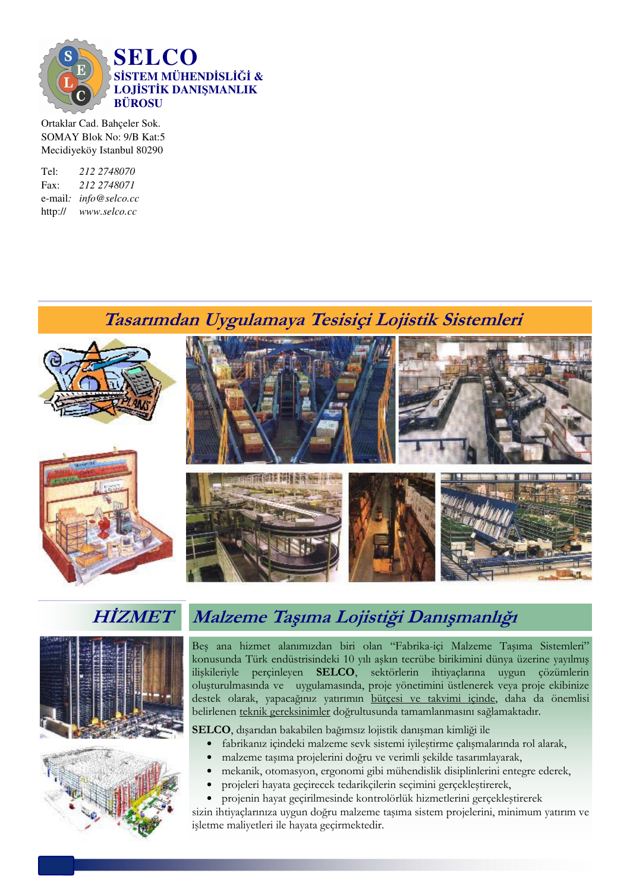# SELCO

**SİSTEM MÜHENDİSLİĞİ & LOJİSTİK DANIŞMANLIK BÜROSU**

Ortaklar Cad. Bahçeler Sok.
SOMAY Blok No: 9/B Kat:5
Mecidiyeköy Istanbul 80290

Tel: *212 2748070*
Fax: *212 2748071*
e-mail: *info@selco.cc*
http:// *www.selco.cc*

## *Tasarımdan Uygulamaya Tesisiçi Lojistik Sistemleri*

## *HİZMET*

## *Malzeme Taşıma Lojistiği Danışmanlığı*

Beş ana hizmet alanımızdan biri olan "Fabrika-içi Malzeme Taşıma Sistemleri" konusunda Türk endüstrisindeki 10 yılı aşkın tecrübe birikimini dünya üzerine yayılmış ilişkileriyle perçinleyen **SELCO**, sektörlerin ihtiyaçlarına uygun çözümlerin oluşturulmasında ve uygulamasında, proje yönetimini üstlenerek veya proje ekibinize destek olarak, yapacağınız yatırımın bütçesi ve takvimi içinde, daha da önemlisi belirlenen teknik gereksinimler doğrultusunda tamamlanmasını sağlamaktadır.

**SELCO**, dışarıdan bakabilen bağımsız lojistik danışman kimliği ile

- fabrikanız içindeki malzeme sevk sistemi iyileştirme çalışmalarında rol alarak,
- malzeme taşıma projelerini doğru ve verimli şekilde tasarımlayarak,
- mekanik, otomasyon, ergonomi gibi mühendislik disiplinlerini entegre ederek,
- projeleri hayata geçirecek tedarikçilerin seçimini gerçekleştirerek,
- projenin hayat geçirilmesinde kontrolörlük hizmetlerini gerçekleştirerek

sizin ihtiyaçlarınıza uygun doğru malzeme taşıma sistem projelerini, minimum yatırım ve işletme maliyetleri ile hayata geçirmektedir.